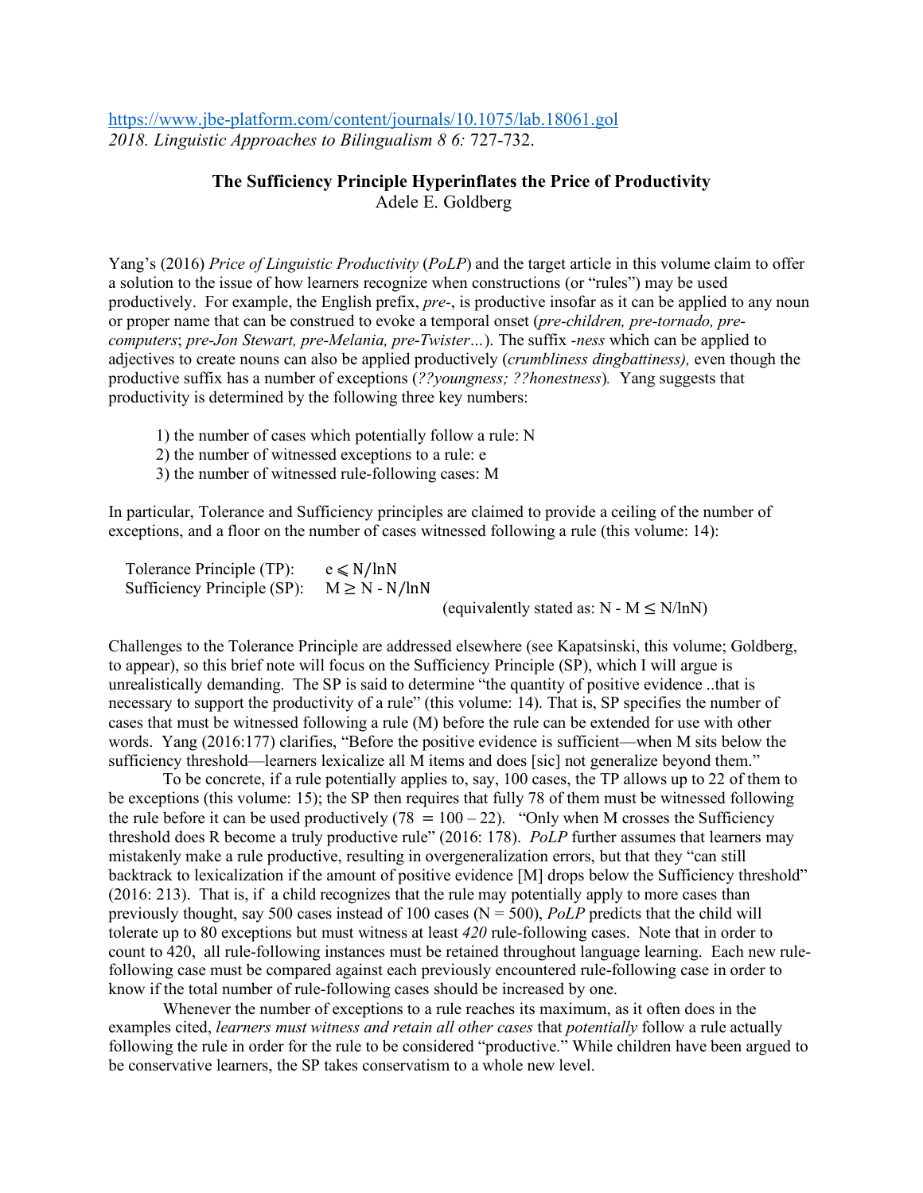https://www.jbe-platform.com/content/journals/10.1075/lab.18061.gol
*2018. Linguistic Approaches to Bilingualism 8 6:* 727-732.

# The Sufficiency Principle Hyperinflates the Price of Productivity

Adele E. Goldberg

Yang's (2016) *Price of Linguistic Productivity* (*PoLP*) and the target article in this volume claim to offer a solution to the issue of how learners recognize when constructions (or "rules") may be used productively. For example, the English prefix, *pre-*, is productive insofar as it can be applied to any noun or proper name that can be construed to evoke a temporal onset (*pre-children, pre-tornado, pre-computers*; *pre-Jon Stewart, pre-Melania, pre-Twister…*). The suffix *-ness* which can be applied to adjectives to create nouns can also be applied productively (*crumbliness dingbattiness),* even though the productive suffix has a number of exceptions (*??youngness; ??honestness*). Yang suggests that productivity is determined by the following three key numbers:

1) the number of cases which potentially follow a rule: N
2) the number of witnessed exceptions to a rule: e
3) the number of witnessed rule-following cases: M

In particular, Tolerance and Sufficiency principles are claimed to provide a ceiling of the number of exceptions, and a floor on the number of cases witnessed following a rule (this volume: 14):

Tolerance Principle (TP): $e \leqslant N/\ln N$
Sufficiency Principle (SP): $M \geq N - N/\ln N$
(equivalently stated as: $N - M \leq N/\ln N$)

Challenges to the Tolerance Principle are addressed elsewhere (see Kapatsinski, this volume; Goldberg, to appear), so this brief note will focus on the Sufficiency Principle (SP), which I will argue is unrealistically demanding. The SP is said to determine "the quantity of positive evidence ..that is necessary to support the productivity of a rule" (this volume: 14). That is, SP specifies the number of cases that must be witnessed following a rule (M) before the rule can be extended for use with other words. Yang (2016:177) clarifies, "Before the positive evidence is sufficient—when M sits below the sufficiency threshold—learners lexicalize all M items and does [sic] not generalize beyond them."

To be concrete, if a rule potentially applies to, say, 100 cases, the TP allows up to 22 of them to be exceptions (this volume: 15); the SP then requires that fully 78 of them must be witnessed following the rule before it can be used productively ($78 = 100 - 22$). "Only when M crosses the Sufficiency threshold does R become a truly productive rule" (2016: 178). *PoLP* further assumes that learners may mistakenly make a rule productive, resulting in overgeneralization errors, but that they "can still backtrack to lexicalization if the amount of positive evidence [M] drops below the Sufficiency threshold" (2016: 213). That is, if a child recognizes that the rule may potentially apply to more cases than previously thought, say 500 cases instead of 100 cases (N = 500), *PoLP* predicts that the child will tolerate up to 80 exceptions but must witness at least *420* rule-following cases. Note that in order to count to 420, all rule-following instances must be retained throughout language learning. Each new rule-following case must be compared against each previously encountered rule-following case in order to know if the total number of rule-following cases should be increased by one.

Whenever the number of exceptions to a rule reaches its maximum, as it often does in the examples cited, *learners must witness and retain all other cases* that *potentially* follow a rule actually following the rule in order for the rule to be considered "productive." While children have been argued to be conservative learners, the SP takes conservatism to a whole new level.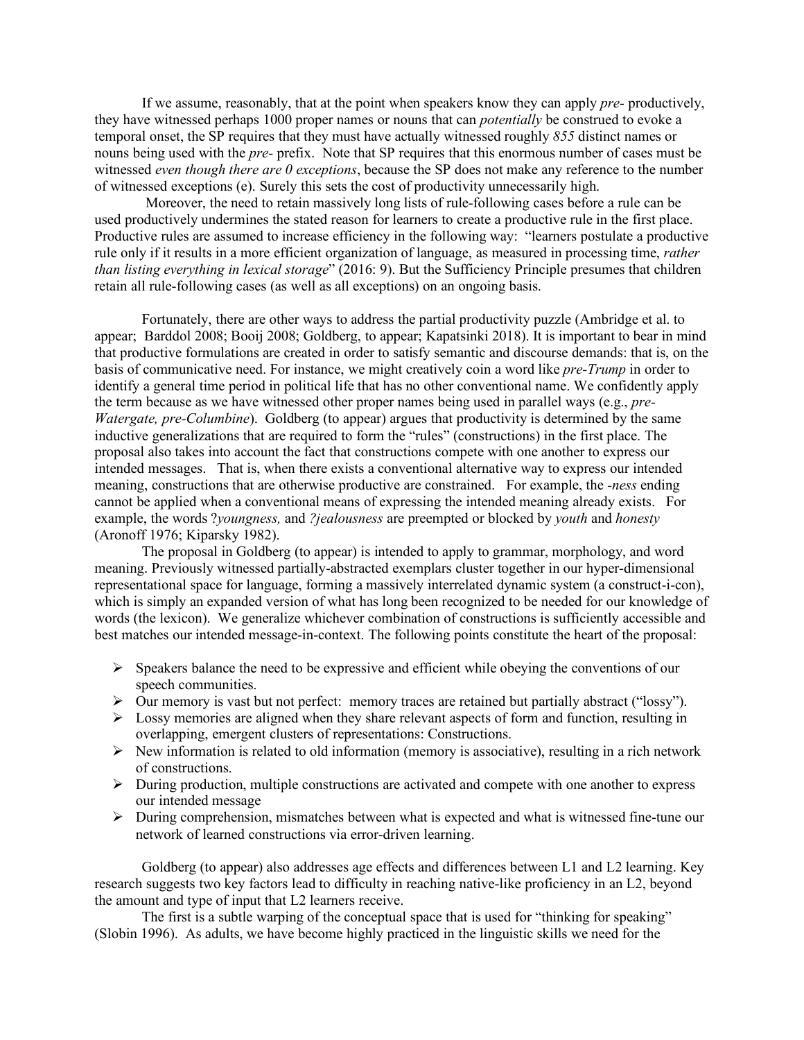If we assume, reasonably, that at the point when speakers know they can apply *pre-* productively, they have witnessed perhaps 1000 proper names or nouns that can *potentially* be construed to evoke a temporal onset, the SP requires that they must have actually witnessed roughly *855* distinct names or nouns being used with the *pre-* prefix. Note that SP requires that this enormous number of cases must be witnessed *even though there are 0 exceptions*, because the SP does not make any reference to the number of witnessed exceptions (e). Surely this sets the cost of productivity unnecessarily high.

Moreover, the need to retain massively long lists of rule-following cases before a rule can be used productively undermines the stated reason for learners to create a productive rule in the first place. Productive rules are assumed to increase efficiency in the following way: "learners postulate a productive rule only if it results in a more efficient organization of language, as measured in processing time, *rather than listing everything in lexical storage*" (2016: 9). But the Sufficiency Principle presumes that children retain all rule-following cases (as well as all exceptions) on an ongoing basis.

Fortunately, there are other ways to address the partial productivity puzzle (Ambridge et al. to appear; Barddol 2008; Booij 2008; Goldberg, to appear; Kapatsinki 2018). It is important to bear in mind that productive formulations are created in order to satisfy semantic and discourse demands: that is, on the basis of communicative need. For instance, we might creatively coin a word like *pre-Trump* in order to identify a general time period in political life that has no other conventional name. We confidently apply the term because as we have witnessed other proper names being used in parallel ways (e.g., *pre-Watergate, pre-Columbine*). Goldberg (to appear) argues that productivity is determined by the same inductive generalizations that are required to form the "rules" (constructions) in the first place. The proposal also takes into account the fact that constructions compete with one another to express our intended messages. That is, when there exists a conventional alternative way to express our intended meaning, constructions that are otherwise productive are constrained. For example, the *-ness* ending cannot be applied when a conventional means of expressing the intended meaning already exists. For example, the words ?*youngness,* and *?jealousness* are preempted or blocked by *youth* and *honesty* (Aronoff 1976; Kiparsky 1982).

The proposal in Goldberg (to appear) is intended to apply to grammar, morphology, and word meaning. Previously witnessed partially-abstracted exemplars cluster together in our hyper-dimensional representational space for language, forming a massively interrelated dynamic system (a construct-i-con), which is simply an expanded version of what has long been recognized to be needed for our knowledge of words (the lexicon). We generalize whichever combination of constructions is sufficiently accessible and best matches our intended message-in-context. The following points constitute the heart of the proposal:

- Speakers balance the need to be expressive and efficient while obeying the conventions of our speech communities.
- Our memory is vast but not perfect: memory traces are retained but partially abstract ("lossy").
- Lossy memories are aligned when they share relevant aspects of form and function, resulting in overlapping, emergent clusters of representations: Constructions.
- New information is related to old information (memory is associative), resulting in a rich network of constructions.
- During production, multiple constructions are activated and compete with one another to express our intended message
- During comprehension, mismatches between what is expected and what is witnessed fine-tune our network of learned constructions via error-driven learning.

Goldberg (to appear) also addresses age effects and differences between L1 and L2 learning. Key research suggests two key factors lead to difficulty in reaching native-like proficiency in an L2, beyond the amount and type of input that L2 learners receive.

The first is a subtle warping of the conceptual space that is used for "thinking for speaking" (Slobin 1996). As adults, we have become highly practiced in the linguistic skills we need for the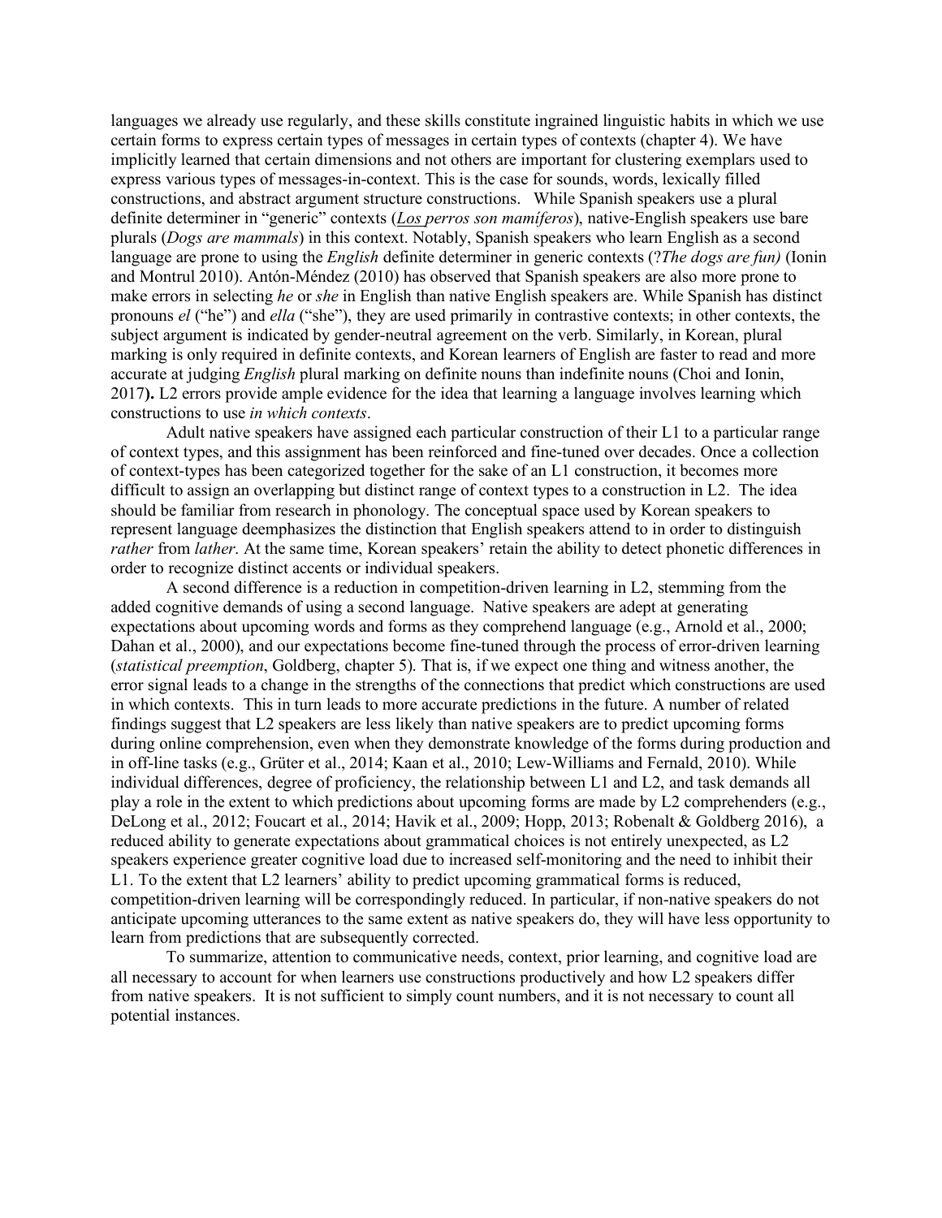languages we already use regularly, and these skills constitute ingrained linguistic habits in which we use certain forms to express certain types of messages in certain types of contexts (chapter 4). We have implicitly learned that certain dimensions and not others are important for clustering exemplars used to express various types of messages-in-context. This is the case for sounds, words, lexically filled constructions, and abstract argument structure constructions. While Spanish speakers use a plural definite determiner in "generic" contexts (*Los perros son mamíferos*), native-English speakers use bare plurals (*Dogs are mammals*) in this context. Notably, Spanish speakers who learn English as a second language are prone to using the *English* definite determiner in generic contexts (?*The dogs are fun)* (Ionin and Montrul 2010). Antón-Méndez (2010) has observed that Spanish speakers are also more prone to make errors in selecting *he* or *she* in English than native English speakers are. While Spanish has distinct pronouns *el* ("he") and *ella* ("she"), they are used primarily in contrastive contexts; in other contexts, the subject argument is indicated by gender-neutral agreement on the verb. Similarly, in Korean, plural marking is only required in definite contexts, and Korean learners of English are faster to read and more accurate at judging *English* plural marking on definite nouns than indefinite nouns (Choi and Ionin, 2017**).** L2 errors provide ample evidence for the idea that learning a language involves learning which constructions to use *in which contexts*.

Adult native speakers have assigned each particular construction of their L1 to a particular range of context types, and this assignment has been reinforced and fine-tuned over decades. Once a collection of context-types has been categorized together for the sake of an L1 construction, it becomes more difficult to assign an overlapping but distinct range of context types to a construction in L2. The idea should be familiar from research in phonology. The conceptual space used by Korean speakers to represent language deemphasizes the distinction that English speakers attend to in order to distinguish *rather* from *lather*. At the same time, Korean speakers' retain the ability to detect phonetic differences in order to recognize distinct accents or individual speakers.

A second difference is a reduction in competition-driven learning in L2, stemming from the added cognitive demands of using a second language. Native speakers are adept at generating expectations about upcoming words and forms as they comprehend language (e.g., Arnold et al., 2000; Dahan et al., 2000), and our expectations become fine-tuned through the process of error-driven learning (*statistical preemption*, Goldberg, chapter 5). That is, if we expect one thing and witness another, the error signal leads to a change in the strengths of the connections that predict which constructions are used in which contexts. This in turn leads to more accurate predictions in the future. A number of related findings suggest that L2 speakers are less likely than native speakers are to predict upcoming forms during online comprehension, even when they demonstrate knowledge of the forms during production and in off-line tasks (e.g., Grüter et al., 2014; Kaan et al., 2010; Lew-Williams and Fernald, 2010). While individual differences, degree of proficiency, the relationship between L1 and L2, and task demands all play a role in the extent to which predictions about upcoming forms are made by L2 comprehenders (e.g., DeLong et al., 2012; Foucart et al., 2014; Havik et al., 2009; Hopp, 2013; Robenalt & Goldberg 2016), a reduced ability to generate expectations about grammatical choices is not entirely unexpected, as L2 speakers experience greater cognitive load due to increased self-monitoring and the need to inhibit their L1. To the extent that L2 learners' ability to predict upcoming grammatical forms is reduced, competition-driven learning will be correspondingly reduced. In particular, if non-native speakers do not anticipate upcoming utterances to the same extent as native speakers do, they will have less opportunity to learn from predictions that are subsequently corrected.

To summarize, attention to communicative needs, context, prior learning, and cognitive load are all necessary to account for when learners use constructions productively and how L2 speakers differ from native speakers. It is not sufficient to simply count numbers, and it is not necessary to count all potential instances.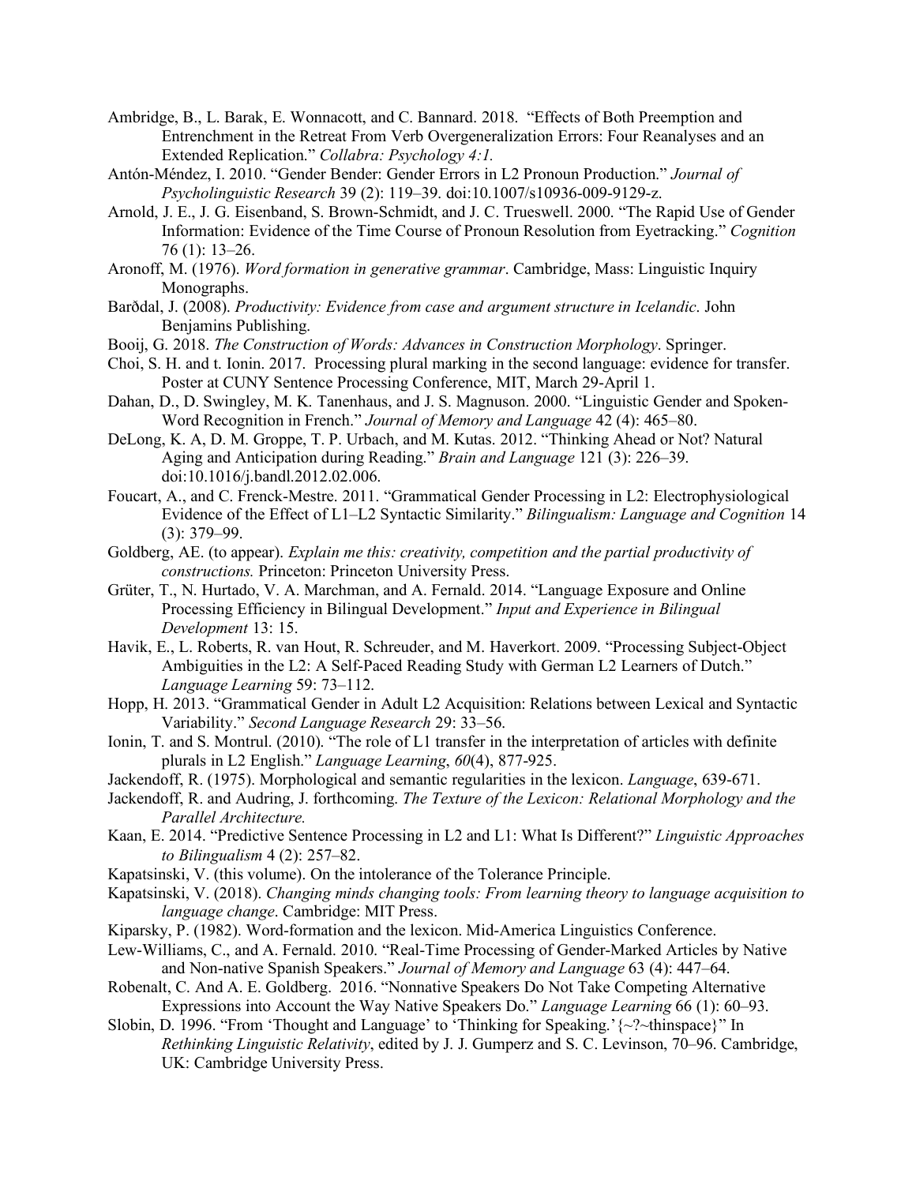Ambridge, B., L. Barak, E. Wonnacott, and C. Bannard. 2018. "Effects of Both Preemption and Entrenchment in the Retreat From Verb Overgeneralization Errors: Four Reanalyses and an Extended Replication." *Collabra: Psychology 4:1.*

Antón-Méndez, I. 2010. "Gender Bender: Gender Errors in L2 Pronoun Production." *Journal of Psycholinguistic Research* 39 (2): 119–39. doi:10.1007/s10936-009-9129-z.

Arnold, J. E., J. G. Eisenband, S. Brown-Schmidt, and J. C. Trueswell. 2000. "The Rapid Use of Gender Information: Evidence of the Time Course of Pronoun Resolution from Eyetracking." *Cognition* 76 (1): 13–26.

Aronoff, M. (1976). *Word formation in generative grammar*. Cambridge, Mass: Linguistic Inquiry Monographs.

Barðdal, J. (2008). *Productivity: Evidence from case and argument structure in Icelandic*. John Benjamins Publishing.

Booij, G. 2018. *The Construction of Words: Advances in Construction Morphology*. Springer.

Choi, S. H. and t. Ionin. 2017. Processing plural marking in the second language: evidence for transfer. Poster at CUNY Sentence Processing Conference, MIT, March 29-April 1.

Dahan, D., D. Swingley, M. K. Tanenhaus, and J. S. Magnuson. 2000. "Linguistic Gender and Spoken-Word Recognition in French." *Journal of Memory and Language* 42 (4): 465–80.

DeLong, K. A, D. M. Groppe, T. P. Urbach, and M. Kutas. 2012. "Thinking Ahead or Not? Natural Aging and Anticipation during Reading." *Brain and Language* 121 (3): 226–39. doi:10.1016/j.bandl.2012.02.006.

Foucart, A., and C. Frenck-Mestre. 2011. "Grammatical Gender Processing in L2: Electrophysiological Evidence of the Effect of L1–L2 Syntactic Similarity." *Bilingualism: Language and Cognition* 14 (3): 379–99.

Goldberg, AE. (to appear). *Explain me this: creativity, competition and the partial productivity of constructions.* Princeton: Princeton University Press.

Grüter, T., N. Hurtado, V. A. Marchman, and A. Fernald. 2014. "Language Exposure and Online Processing Efficiency in Bilingual Development." *Input and Experience in Bilingual Development* 13: 15.

Havik, E., L. Roberts, R. van Hout, R. Schreuder, and M. Haverkort. 2009. "Processing Subject-Object Ambiguities in the L2: A Self-Paced Reading Study with German L2 Learners of Dutch." *Language Learning* 59: 73–112.

Hopp, H. 2013. "Grammatical Gender in Adult L2 Acquisition: Relations between Lexical and Syntactic Variability." *Second Language Research* 29: 33–56.

Ionin, T. and S. Montrul. (2010). "The role of L1 transfer in the interpretation of articles with definite plurals in L2 English." *Language Learning*, *60*(4), 877-925.

Jackendoff, R. (1975). Morphological and semantic regularities in the lexicon. *Language*, 639-671.

Jackendoff, R. and Audring, J. forthcoming. *The Texture of the Lexicon: Relational Morphology and the Parallel Architecture.*

Kaan, E. 2014. "Predictive Sentence Processing in L2 and L1: What Is Different?" *Linguistic Approaches to Bilingualism* 4 (2): 257–82.

Kapatsinski, V. (this volume). On the intolerance of the Tolerance Principle.

Kapatsinski, V. (2018). *Changing minds changing tools: From learning theory to language acquisition to language change*. Cambridge: MIT Press.

Kiparsky, P. (1982). Word-formation and the lexicon. Mid-America Linguistics Conference.

Lew-Williams, C., and A. Fernald. 2010. "Real-Time Processing of Gender-Marked Articles by Native and Non-native Spanish Speakers." *Journal of Memory and Language* 63 (4): 447–64.

Robenalt, C. And A. E. Goldberg. 2016. "Nonnative Speakers Do Not Take Competing Alternative Expressions into Account the Way Native Speakers Do." *Language Learning* 66 (1): 60–93.

Slobin, D. 1996. "From 'Thought and Language' to 'Thinking for Speaking.'{~?~thinspace}" In *Rethinking Linguistic Relativity*, edited by J. J. Gumperz and S. C. Levinson, 70–96. Cambridge, UK: Cambridge University Press.